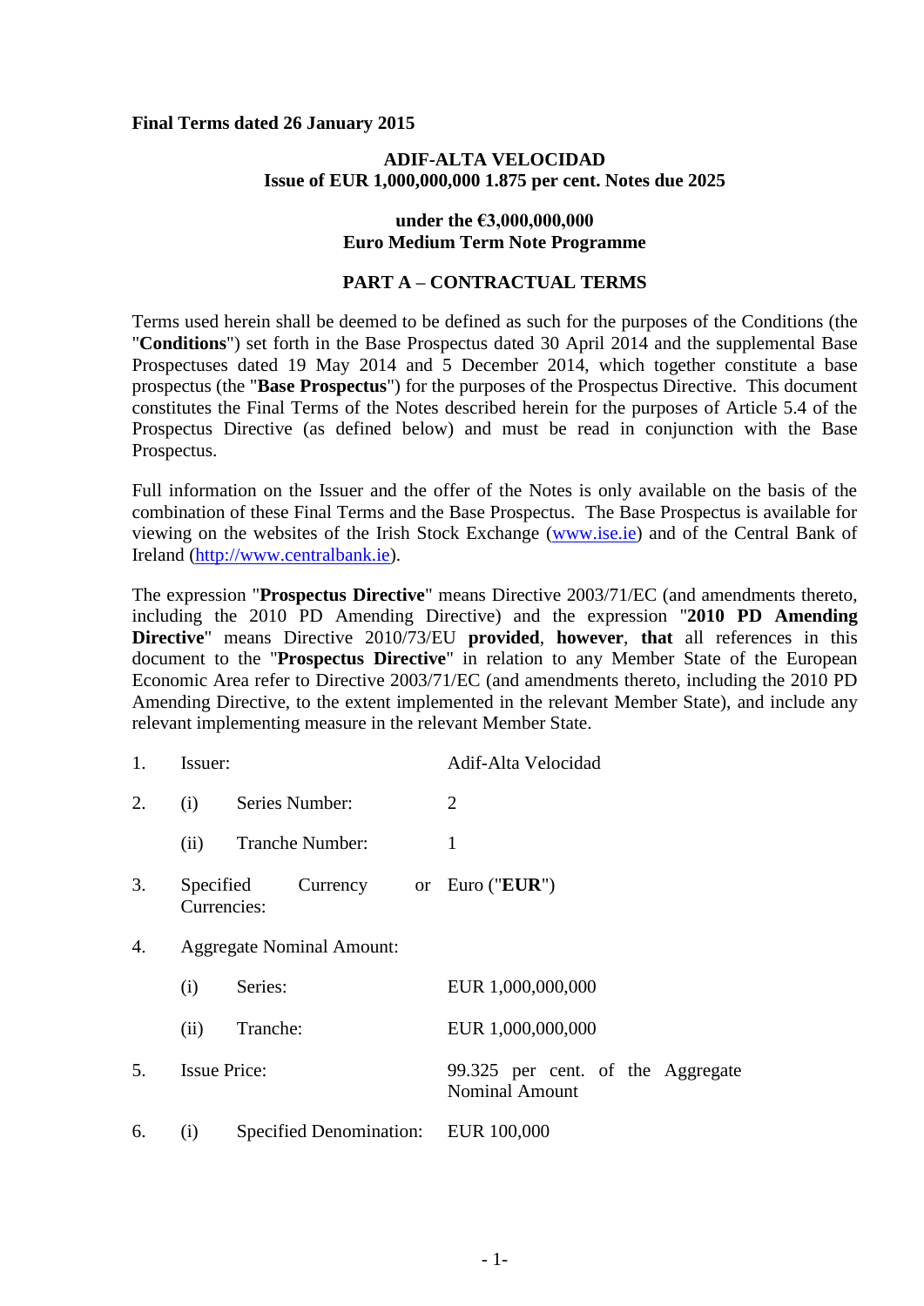**Final Terms dated 26 January 2015**

**ADIF-ALTA VELOCIDAD**
**Issue of EUR 1,000,000,000 1.875 per cent. Notes due 2025**

**under the €3,000,000,000**
**Euro Medium Term Note Programme**

**PART A – CONTRACTUAL TERMS**

Terms used herein shall be deemed to be defined as such for the purposes of the Conditions (the "**Conditions**") set forth in the Base Prospectus dated 30 April 2014 and the supplemental Base Prospectuses dated 19 May 2014 and 5 December 2014, which together constitute a base prospectus (the "**Base Prospectus**") for the purposes of the Prospectus Directive. This document constitutes the Final Terms of the Notes described herein for the purposes of Article 5.4 of the Prospectus Directive (as defined below) and must be read in conjunction with the Base Prospectus.

Full information on the Issuer and the offer of the Notes is only available on the basis of the combination of these Final Terms and the Base Prospectus. The Base Prospectus is available for viewing on the websites of the Irish Stock Exchange (www.ise.ie) and of the Central Bank of Ireland (http://www.centralbank.ie).

The expression "**Prospectus Directive**" means Directive 2003/71/EC (and amendments thereto, including the 2010 PD Amending Directive) and the expression "**2010 PD Amending Directive**" means Directive 2010/73/EU **provided**, **however**, **that** all references in this document to the "**Prospectus Directive**" in relation to any Member State of the European Economic Area refer to Directive 2003/71/EC (and amendments thereto, including the 2010 PD Amending Directive, to the extent implemented in the relevant Member State), and include any relevant implementing measure in the relevant Member State.

| | | | |
|---|---|---|---|
| 1. | Issuer: | | Adif-Alta Velocidad |
| 2. | (i) | Series Number: | 2 |
| | (ii) | Tranche Number: | 1 |
| 3. | Specified Currency or Currencies: | | Euro ("**EUR**") |
| 4. | Aggregate Nominal Amount: | | |
| | (i) | Series: | EUR 1,000,000,000 |
| | (ii) | Tranche: | EUR 1,000,000,000 |
| 5. | Issue Price: | | 99.325 per cent. of the Aggregate Nominal Amount |
| 6. | (i) | Specified Denomination: | EUR 100,000 |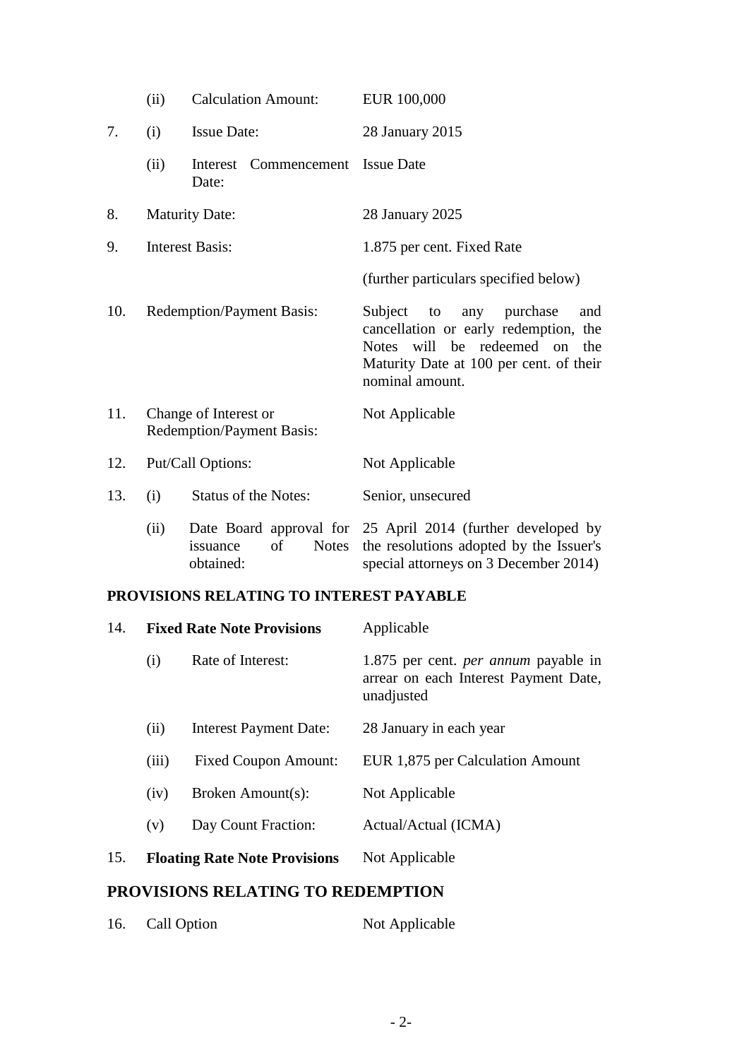| | | | |
|---|---|---|---|
| | (ii) | Calculation Amount: | EUR 100,000 |
| 7. | (i) | Issue Date: | 28 January 2015 |
| | (ii) | Interest Commencement Date: | Issue Date |
| 8. | Maturity Date: | | 28 January 2025 |
| 9. | Interest Basis: | | 1.875 per cent. Fixed Rate |
| | | | (further particulars specified below) |
| 10. | Redemption/Payment Basis: | | Subject to any purchase and cancellation or early redemption, the Notes will be redeemed on the Maturity Date at 100 per cent. of their nominal amount. |
| 11. | Change of Interest or Redemption/Payment Basis: | | Not Applicable |
| 12. | Put/Call Options: | | Not Applicable |
| 13. | (i) | Status of the Notes: | Senior, unsecured |
| | (ii) | Date Board approval for issuance of Notes obtained: | 25 April 2014 (further developed by the resolutions adopted by the Issuer's special attorneys on 3 December 2014) |

## PROVISIONS RELATING TO INTEREST PAYABLE

| | | | |
|---|---|---|---|
| 14. | **Fixed Rate Note Provisions** | | Applicable |
| | (i) | Rate of Interest: | 1.875 per cent. *per annum* payable in arrear on each Interest Payment Date, unadjusted |
| | (ii) | Interest Payment Date: | 28 January in each year |
| | (iii) | Fixed Coupon Amount: | EUR 1,875 per Calculation Amount |
| | (iv) | Broken Amount(s): | Not Applicable |
| | (v) | Day Count Fraction: | Actual/Actual (ICMA) |
| 15. | **Floating Rate Note Provisions** | | Not Applicable |

## PROVISIONS RELATING TO REDEMPTION

| | | |
|---|---|---|
| 16. | Call Option | Not Applicable |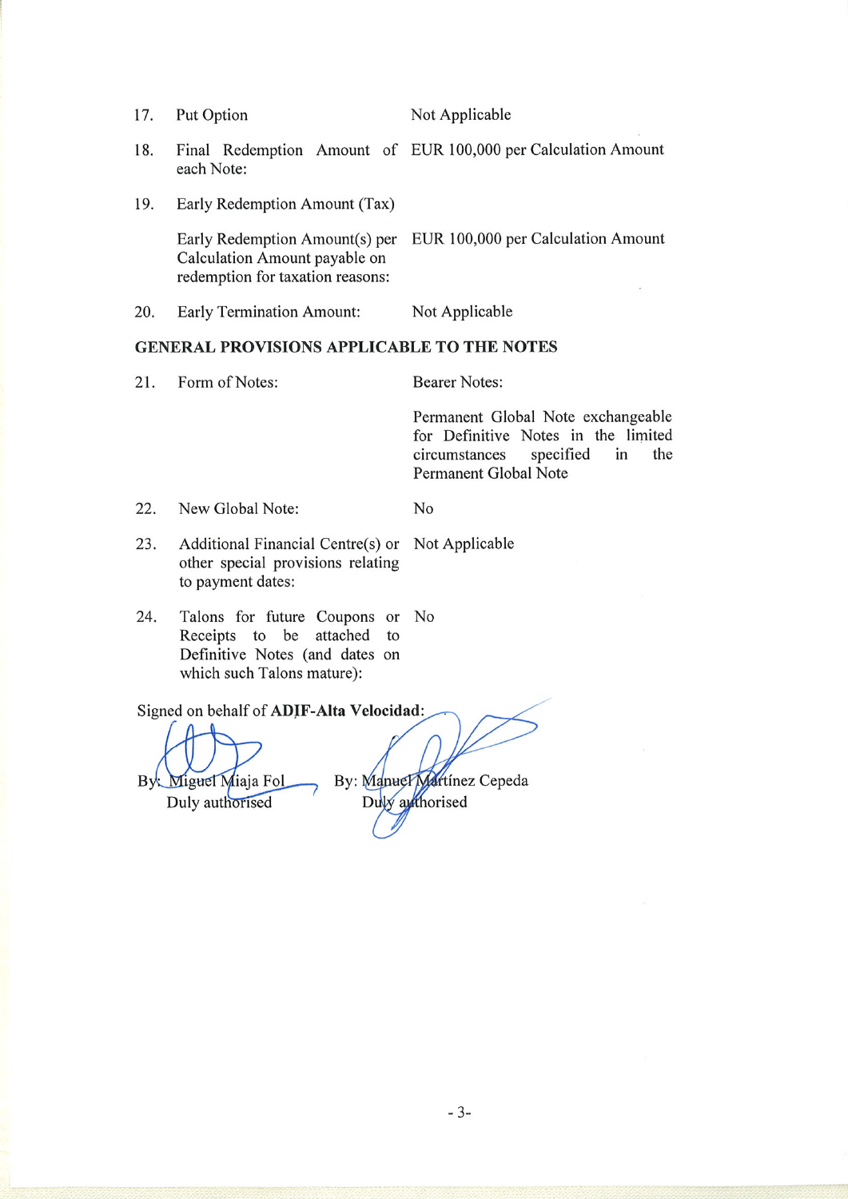| | | |
|---|---|---|
| 17. | Put Option | Not Applicable |
| 18. | Final Redemption Amount of each Note: | EUR 100,000 per Calculation Amount |
| 19. | Early Redemption Amount (Tax) | |
| | Early Redemption Amount(s) per Calculation Amount payable on redemption for taxation reasons: | EUR 100,000 per Calculation Amount |
| 20. | Early Termination Amount: | Not Applicable |

**GENERAL PROVISIONS APPLICABLE TO THE NOTES**

| | | |
|---|---|---|
| 21. | Form of Notes: | Bearer Notes:<br><br>Permanent Global Note exchangeable for Definitive Notes in the limited circumstances specified in the Permanent Global Note |
| 22. | New Global Note: | No |
| 23. | Additional Financial Centre(s) or other special provisions relating to payment dates: | Not Applicable |
| 24. | Talons for future Coupons or Receipts to be attached to Definitive Notes (and dates on which such Talons mature): | No |

Signed on behalf of **ADIF-Alta Velocidad**:

By: Miguel Miaja Fol
Duly authorised

By: Manuel Martínez Cepeda
Duly authorised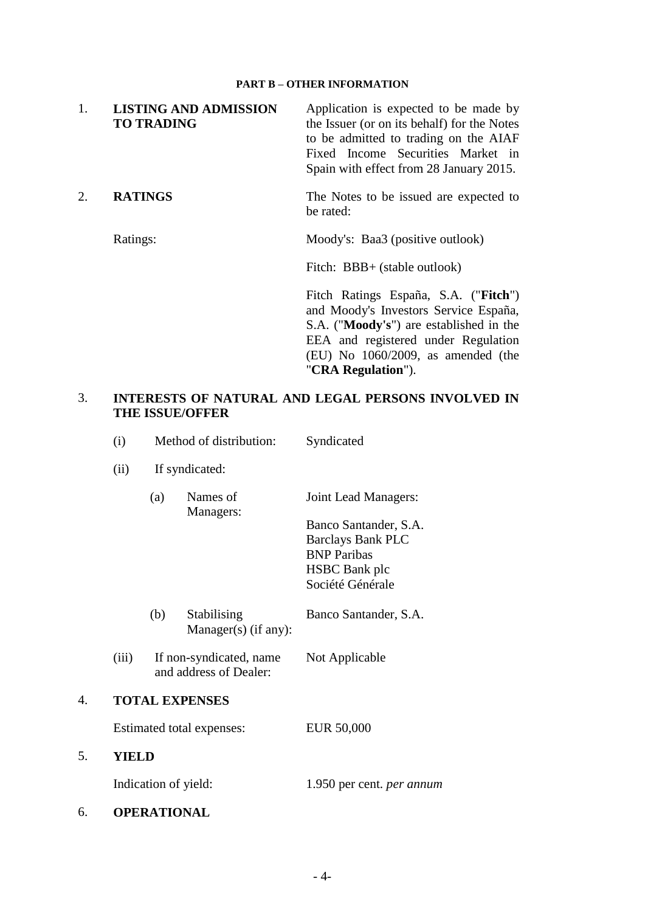## PART B – OTHER INFORMATION

| | | |
|---|---|---|
| 1. | **LISTING AND ADMISSION TO TRADING** | Application is expected to be made by the Issuer (or on its behalf) for the Notes to be admitted to trading on the AIAF Fixed Income Securities Market in Spain with effect from 28 January 2015. |
| 2. | **RATINGS** | The Notes to be issued are expected to be rated: |
| | Ratings: | Moody's: Baa3 (positive outlook) |
| | | Fitch: BBB+ (stable outlook) |
| | | Fitch Ratings España, S.A. ("**Fitch**") and Moody's Investors Service España, S.A. ("**Moody's**") are established in the EEA and registered under Regulation (EU) No 1060/2009, as amended (the "**CRA Regulation**"). |

### 3. INTERESTS OF NATURAL AND LEGAL PERSONS INVOLVED IN THE ISSUE/OFFER

| | | |
|---|---|---|
| (i) | Method of distribution: | Syndicated |
| (ii) | If syndicated: | |
| | (a) Names of Managers: | Joint Lead Managers:<br><br>Banco Santander, S.A.<br>Barclays Bank PLC<br>BNP Paribas<br>HSBC Bank plc<br>Société Générale |
| | (b) Stabilising Manager(s) (if any): | Banco Santander, S.A. |
| (iii) | If non-syndicated, name and address of Dealer: | Not Applicable |

### 4. TOTAL EXPENSES

| | |
|---|---|
| Estimated total expenses: | EUR 50,000 |

### 5. YIELD

| | |
|---|---|
| Indication of yield: | 1.950 per cent. *per annum* |

### 6. OPERATIONAL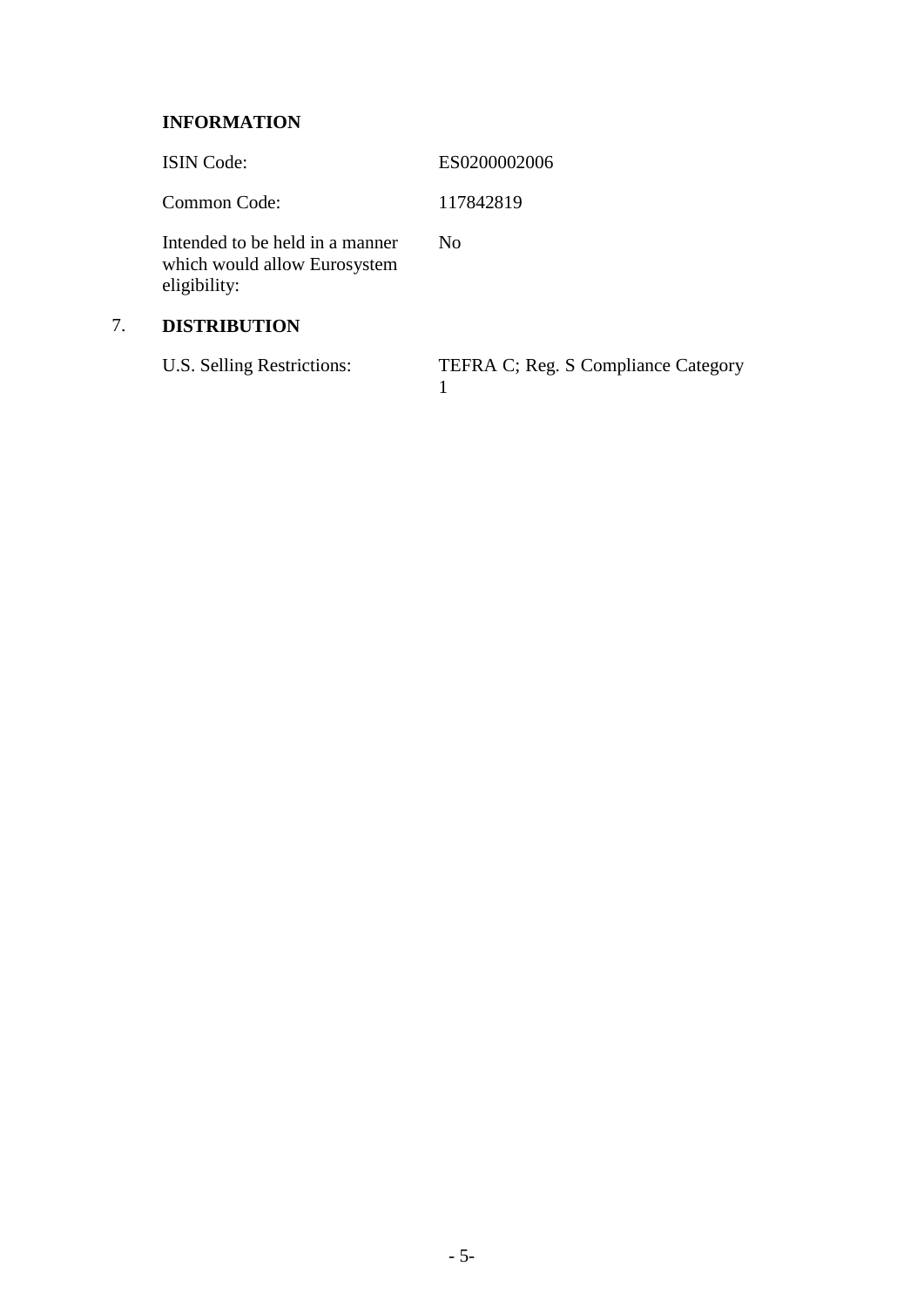**INFORMATION**

| | |
|---|---|
| ISIN Code: | ES0200002006 |
| Common Code: | 117842819 |
| Intended to be held in a manner which would allow Eurosystem eligibility: | No |

## 7. DISTRIBUTION

| | |
|---|---|
| U.S. Selling Restrictions: | TEFRA C; Reg. S Compliance Category 1 |